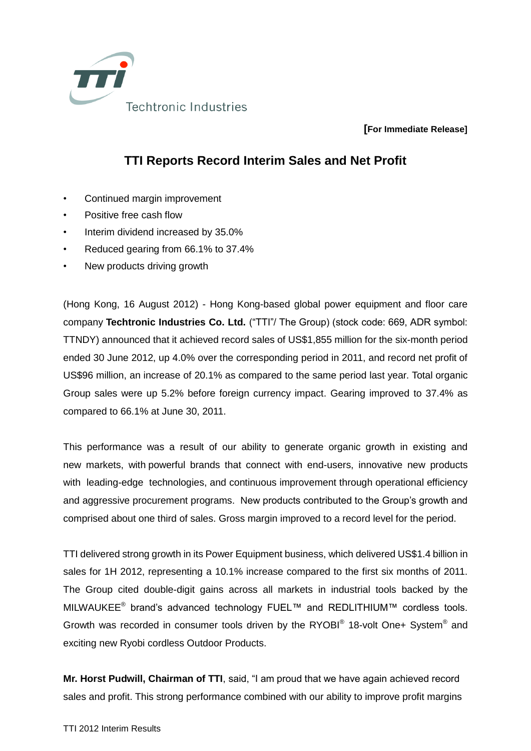Techtronic Industries

[For Immediate Release]

# TTI Reports Record Interim Sales and Net Profit

- Continued margin improvement
- Positive free cash flow
- Interim dividend increased by 35.0%
- Reduced gearing from 66.1% to 37.4%
- New products driving growth

(Hong Kong, 16 August 2012) - Hong Kong-based global power equipment and floor care company **Techtronic Industries Co. Ltd.** ("TTI"/ The Group) (stock code: 669, ADR symbol: TTNDY) announced that it achieved record sales of US$1,855 million for the six-month period ended 30 June 2012, up 4.0% over the corresponding period in 2011, and record net profit of US$96 million, an increase of 20.1% as compared to the same period last year. Total organic Group sales were up 5.2% before foreign currency impact. Gearing improved to 37.4% as compared to 66.1% at June 30, 2011.

This performance was a result of our ability to generate organic growth in existing and new markets, with powerful brands that connect with end-users, innovative new products with leading-edge technologies, and continuous improvement through operational efficiency and aggressive procurement programs. New products contributed to the Group's growth and comprised about one third of sales. Gross margin improved to a record level for the period.

TTI delivered strong growth in its Power Equipment business, which delivered US$1.4 billion in sales for 1H 2012, representing a 10.1% increase compared to the first six months of 2011. The Group cited double-digit gains across all markets in industrial tools backed by the MILWAUKEE® brand's advanced technology FUEL™ and REDLITHIUM™ cordless tools. Growth was recorded in consumer tools driven by the RYOBI® 18-volt One+ System® and exciting new Ryobi cordless Outdoor Products.

**Mr. Horst Pudwill, Chairman of TTI**, said, "I am proud that we have again achieved record sales and profit. This strong performance combined with our ability to improve profit margins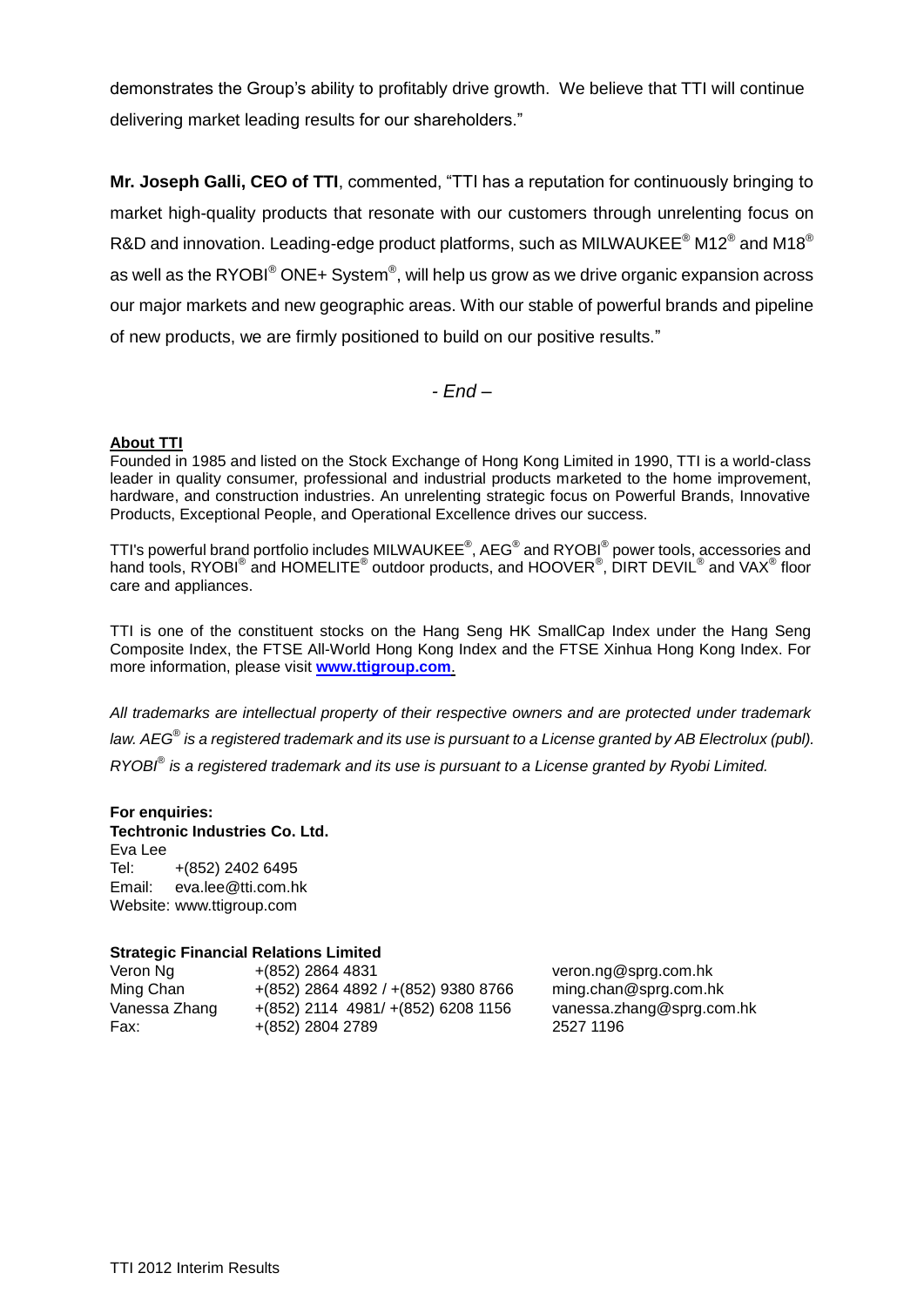demonstrates the Group's ability to profitably drive growth. We believe that TTI will continue delivering market leading results for our shareholders."

**Mr. Joseph Galli, CEO of TTI**, commented, "TTI has a reputation for continuously bringing to market high-quality products that resonate with our customers through unrelenting focus on R&D and innovation. Leading-edge product platforms, such as MILWAUKEE® M12® and M18® as well as the RYOBI® ONE+ System®, will help us grow as we drive organic expansion across our major markets and new geographic areas. With our stable of powerful brands and pipeline of new products, we are firmly positioned to build on our positive results."

*- End –*

**About TTI**

Founded in 1985 and listed on the Stock Exchange of Hong Kong Limited in 1990, TTI is a world-class leader in quality consumer, professional and industrial products marketed to the home improvement, hardware, and construction industries. An unrelenting strategic focus on Powerful Brands, Innovative Products, Exceptional People, and Operational Excellence drives our success.

TTI's powerful brand portfolio includes MILWAUKEE®, AEG® and RYOBI® power tools, accessories and hand tools, RYOBI® and HOMELITE® outdoor products, and HOOVER®, DIRT DEVIL® and VAX® floor care and appliances.

TTI is one of the constituent stocks on the Hang Seng HK SmallCap Index under the Hang Seng Composite Index, the FTSE All-World Hong Kong Index and the FTSE Xinhua Hong Kong Index. For more information, please visit **www.ttigroup.com**.

*All trademarks are intellectual property of their respective owners and are protected under trademark law. AEG® is a registered trademark and its use is pursuant to a License granted by AB Electrolux (publ). RYOBI® is a registered trademark and its use is pursuant to a License granted by Ryobi Limited.*

**For enquiries:**
**Techtronic Industries Co. Ltd.**
Eva Lee
Tel: +(852) 2402 6495
Email: eva.lee@tti.com.hk
Website: www.ttigroup.com

**Strategic Financial Relations Limited**

| | | |
|---|---|---|
| Veron Ng | +(852) 2864 4831 | veron.ng@sprg.com.hk |
| Ming Chan | +(852) 2864 4892 / +(852) 9380 8766 | ming.chan@sprg.com.hk |
| Vanessa Zhang | +(852) 2114 4981/ +(852) 6208 1156 | vanessa.zhang@sprg.com.hk |
| Fax: | +(852) 2804 2789 | 2527 1196 |